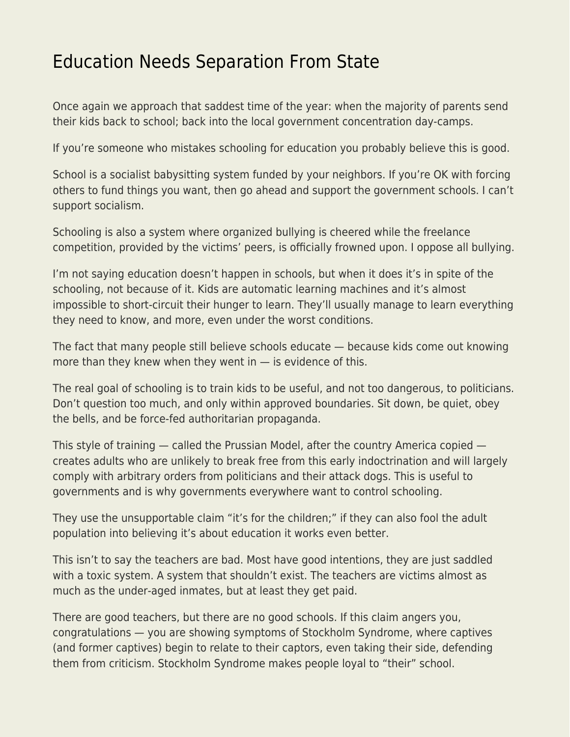# Education Needs Separation From State

Once again we approach that saddest time of the year: when the majority of parents send their kids back to school; back into the local government concentration day-camps.

If you're someone who mistakes schooling for education you probably believe this is good.

School is a socialist babysitting system funded by your neighbors. If you're OK with forcing others to fund things you want, then go ahead and support the government schools. I can't support socialism.

Schooling is also a system where organized bullying is cheered while the freelance competition, provided by the victims' peers, is officially frowned upon. I oppose all bullying.

I'm not saying education doesn't happen in schools, but when it does it's in spite of the schooling, not because of it. Kids are automatic learning machines and it's almost impossible to short-circuit their hunger to learn. They'll usually manage to learn everything they need to know, and more, even under the worst conditions.

The fact that many people still believe schools educate — because kids come out knowing more than they knew when they went in — is evidence of this.

The real goal of schooling is to train kids to be useful, and not too dangerous, to politicians. Don't question too much, and only within approved boundaries. Sit down, be quiet, obey the bells, and be force-fed authoritarian propaganda.

This style of training — called the Prussian Model, after the country America copied — creates adults who are unlikely to break free from this early indoctrination and will largely comply with arbitrary orders from politicians and their attack dogs. This is useful to governments and is why governments everywhere want to control schooling.

They use the unsupportable claim "it's for the children;" if they can also fool the adult population into believing it's about education it works even better.

This isn't to say the teachers are bad. Most have good intentions, they are just saddled with a toxic system. A system that shouldn't exist. The teachers are victims almost as much as the under-aged inmates, but at least they get paid.

There are good teachers, but there are no good schools. If this claim angers you, congratulations — you are showing symptoms of Stockholm Syndrome, where captives (and former captives) begin to relate to their captors, even taking their side, defending them from criticism. Stockholm Syndrome makes people loyal to "their" school.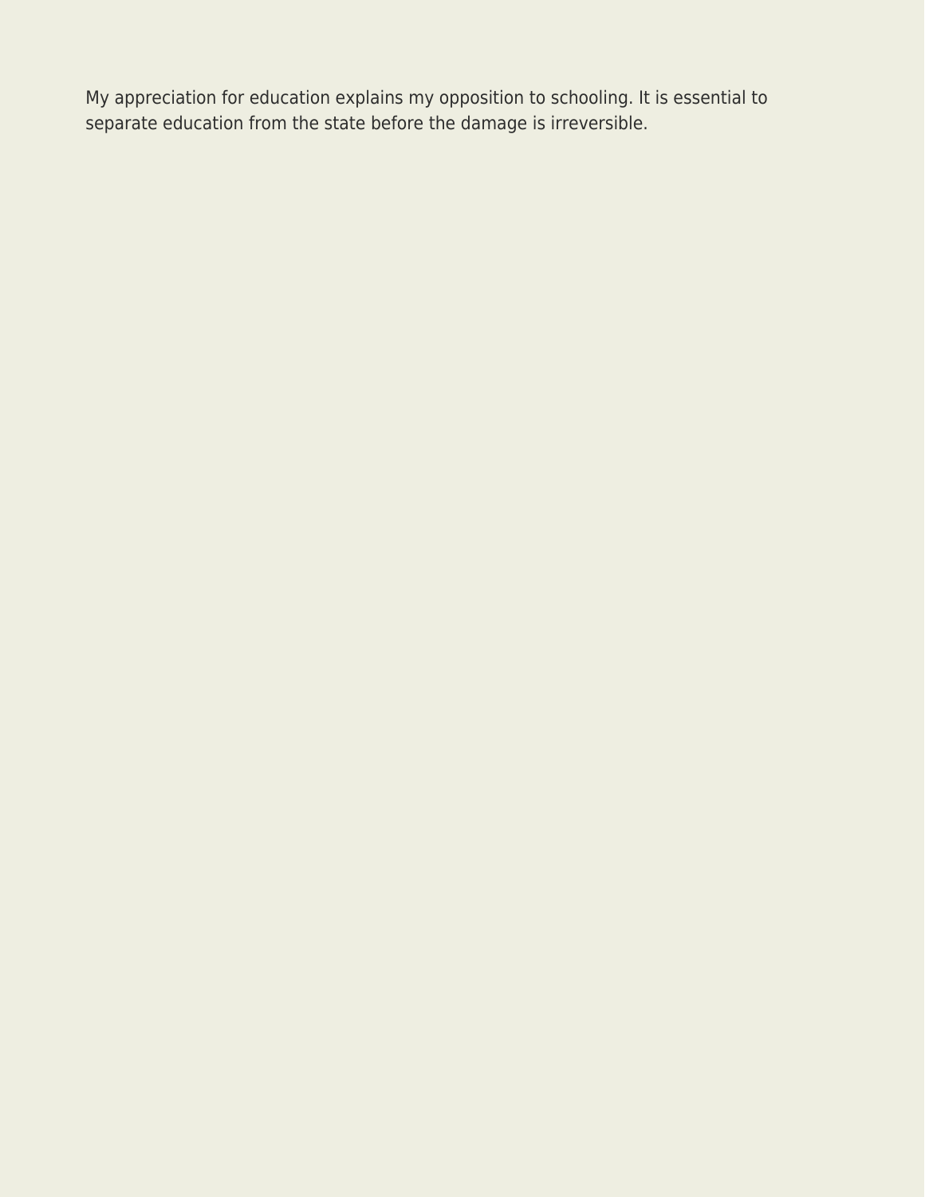My appreciation for education explains my opposition to schooling. It is essential to separate education from the state before the damage is irreversible.